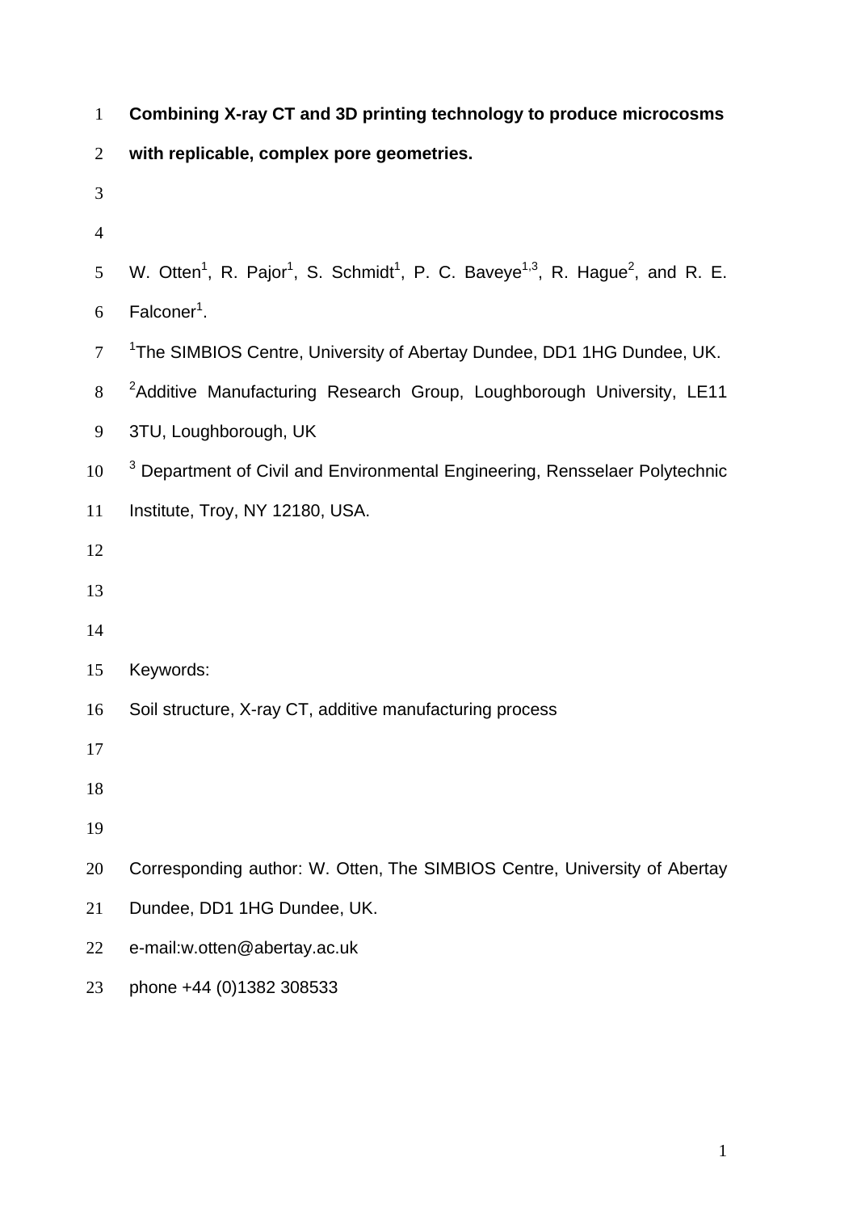# Combining X-ray CT and 3D printing technology to produce microcosms with replicable, complex pore geometries.

W. Otten[1], R. Pajor[1], S. Schmidt[1], P. C. Baveye[1,3], R. Hague[2], and R. E. Falconer[1].

[1]The SIMBIOS Centre, University of Abertay Dundee, DD1 1HG Dundee, UK.

[2]Additive Manufacturing Research Group, Loughborough University, LE11 3TU, Loughborough, UK

[3] Department of Civil and Environmental Engineering, Rensselaer Polytechnic Institute, Troy, NY 12180, USA.

Keywords:

Soil structure, X-ray CT, additive manufacturing process

Corresponding author: W. Otten, The SIMBIOS Centre, University of Abertay Dundee, DD1 1HG Dundee, UK.

e-mail:w.otten@abertay.ac.uk

phone +44 (0)1382 308533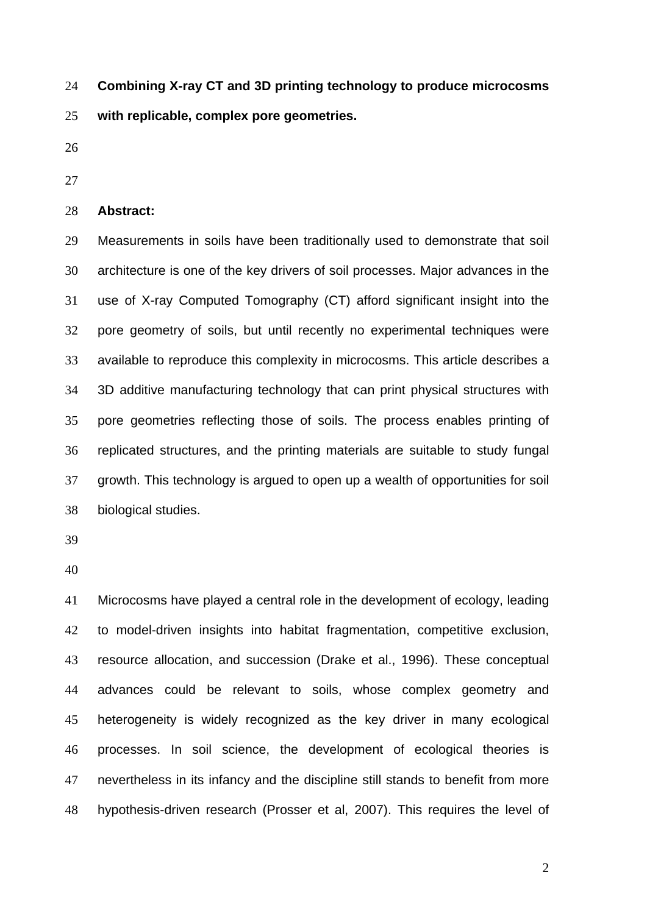**Combining X-ray CT and 3D printing technology to produce microcosms with replicable, complex pore geometries.**

**Abstract:**

Measurements in soils have been traditionally used to demonstrate that soil architecture is one of the key drivers of soil processes. Major advances in the use of X-ray Computed Tomography (CT) afford significant insight into the pore geometry of soils, but until recently no experimental techniques were available to reproduce this complexity in microcosms. This article describes a 3D additive manufacturing technology that can print physical structures with pore geometries reflecting those of soils. The process enables printing of replicated structures, and the printing materials are suitable to study fungal growth. This technology is argued to open up a wealth of opportunities for soil biological studies.

Microcosms have played a central role in the development of ecology, leading to model-driven insights into habitat fragmentation, competitive exclusion, resource allocation, and succession (Drake et al., 1996). These conceptual advances could be relevant to soils, whose complex geometry and heterogeneity is widely recognized as the key driver in many ecological processes. In soil science, the development of ecological theories is nevertheless in its infancy and the discipline still stands to benefit from more hypothesis-driven research (Prosser et al, 2007). This requires the level of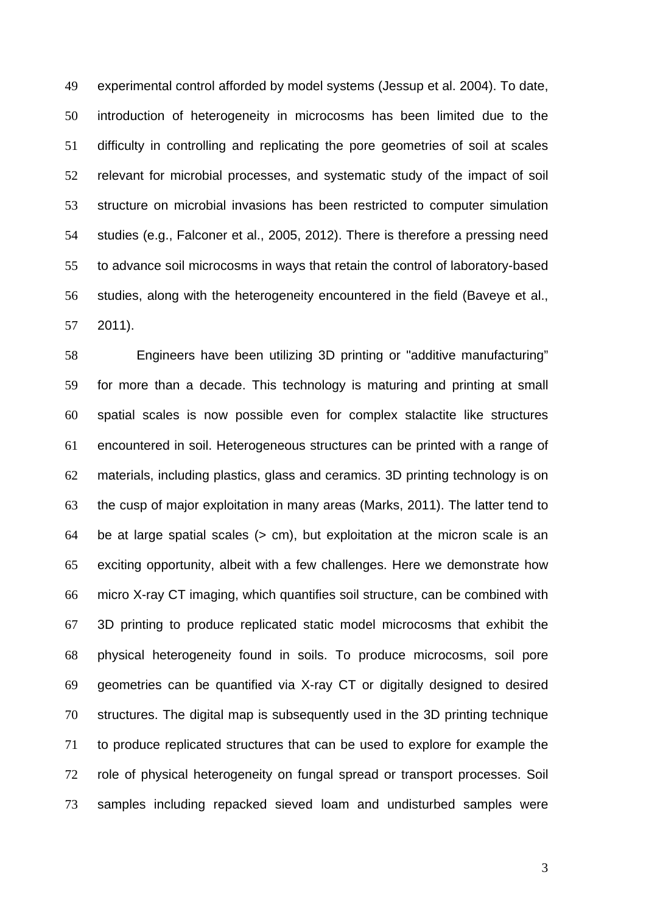experimental control afforded by model systems (Jessup et al. 2004). To date, introduction of heterogeneity in microcosms has been limited due to the difficulty in controlling and replicating the pore geometries of soil at scales relevant for microbial processes, and systematic study of the impact of soil structure on microbial invasions has been restricted to computer simulation studies (e.g., Falconer et al., 2005, 2012). There is therefore a pressing need to advance soil microcosms in ways that retain the control of laboratory-based studies, along with the heterogeneity encountered in the field (Baveye et al., 2011).

Engineers have been utilizing 3D printing or "additive manufacturing" for more than a decade. This technology is maturing and printing at small spatial scales is now possible even for complex stalactite like structures encountered in soil. Heterogeneous structures can be printed with a range of materials, including plastics, glass and ceramics. 3D printing technology is on the cusp of major exploitation in many areas (Marks, 2011). The latter tend to be at large spatial scales (> cm), but exploitation at the micron scale is an exciting opportunity, albeit with a few challenges. Here we demonstrate how micro X-ray CT imaging, which quantifies soil structure, can be combined with 3D printing to produce replicated static model microcosms that exhibit the physical heterogeneity found in soils. To produce microcosms, soil pore geometries can be quantified via X-ray CT or digitally designed to desired structures. The digital map is subsequently used in the 3D printing technique to produce replicated structures that can be used to explore for example the role of physical heterogeneity on fungal spread or transport processes. Soil samples including repacked sieved loam and undisturbed samples were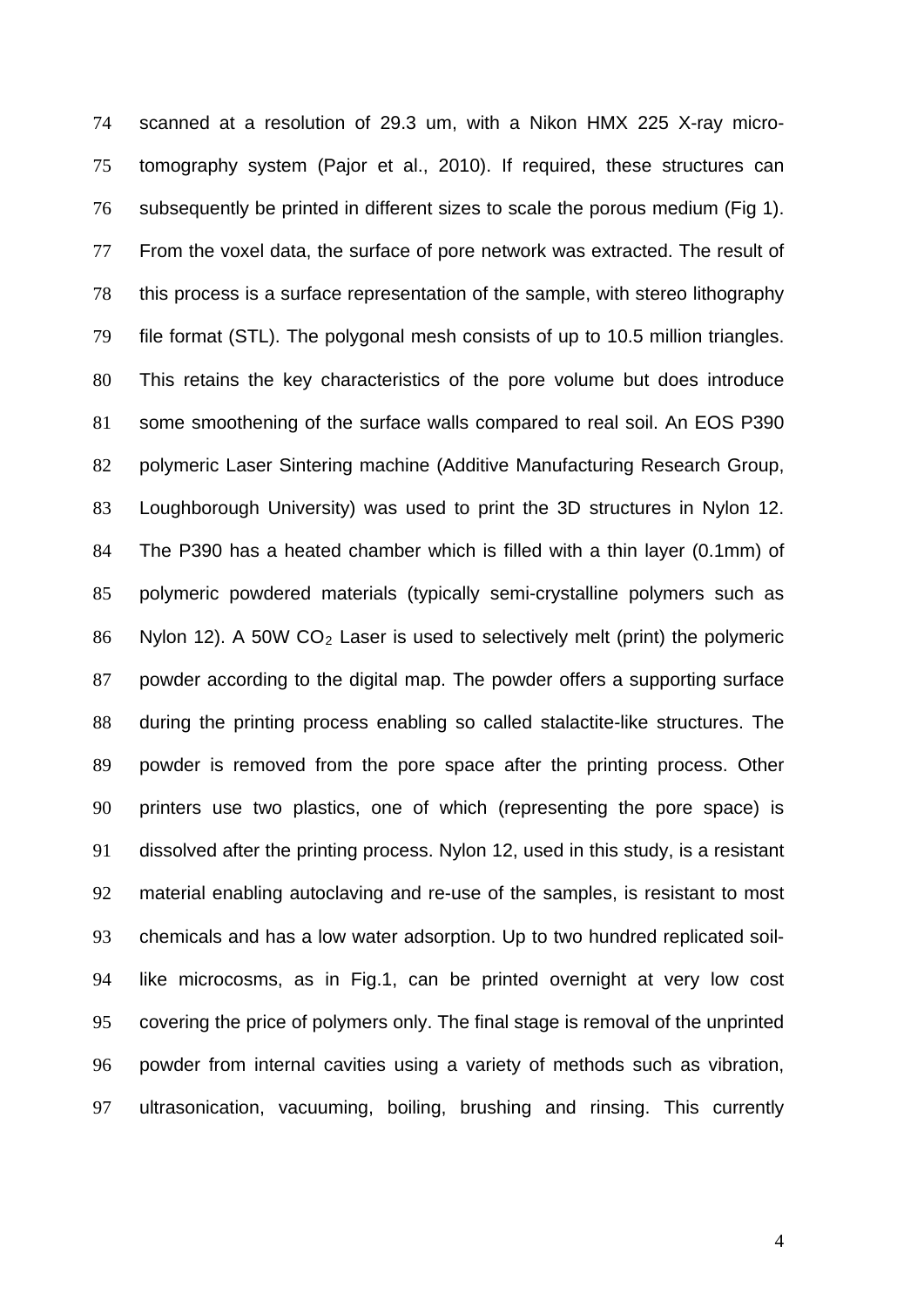scanned at a resolution of 29.3 um, with a Nikon HMX 225 X-ray micro-tomography system (Pajor et al., 2010). If required, these structures can subsequently be printed in different sizes to scale the porous medium (Fig 1). From the voxel data, the surface of pore network was extracted. The result of this process is a surface representation of the sample, with stereo lithography file format (STL). The polygonal mesh consists of up to 10.5 million triangles. This retains the key characteristics of the pore volume but does introduce some smoothening of the surface walls compared to real soil. An EOS P390 polymeric Laser Sintering machine (Additive Manufacturing Research Group, Loughborough University) was used to print the 3D structures in Nylon 12. The P390 has a heated chamber which is filled with a thin layer (0.1mm) of polymeric powdered materials (typically semi-crystalline polymers such as Nylon 12). A 50W $CO_2$ Laser is used to selectively melt (print) the polymeric powder according to the digital map. The powder offers a supporting surface during the printing process enabling so called stalactite-like structures. The powder is removed from the pore space after the printing process. Other printers use two plastics, one of which (representing the pore space) is dissolved after the printing process. Nylon 12, used in this study, is a resistant material enabling autoclaving and re-use of the samples, is resistant to most chemicals and has a low water adsorption. Up to two hundred replicated soil-like microcosms, as in Fig.1, can be printed overnight at very low cost covering the price of polymers only. The final stage is removal of the unprinted powder from internal cavities using a variety of methods such as vibration, ultrasonication, vacuuming, boiling, brushing and rinsing. This currently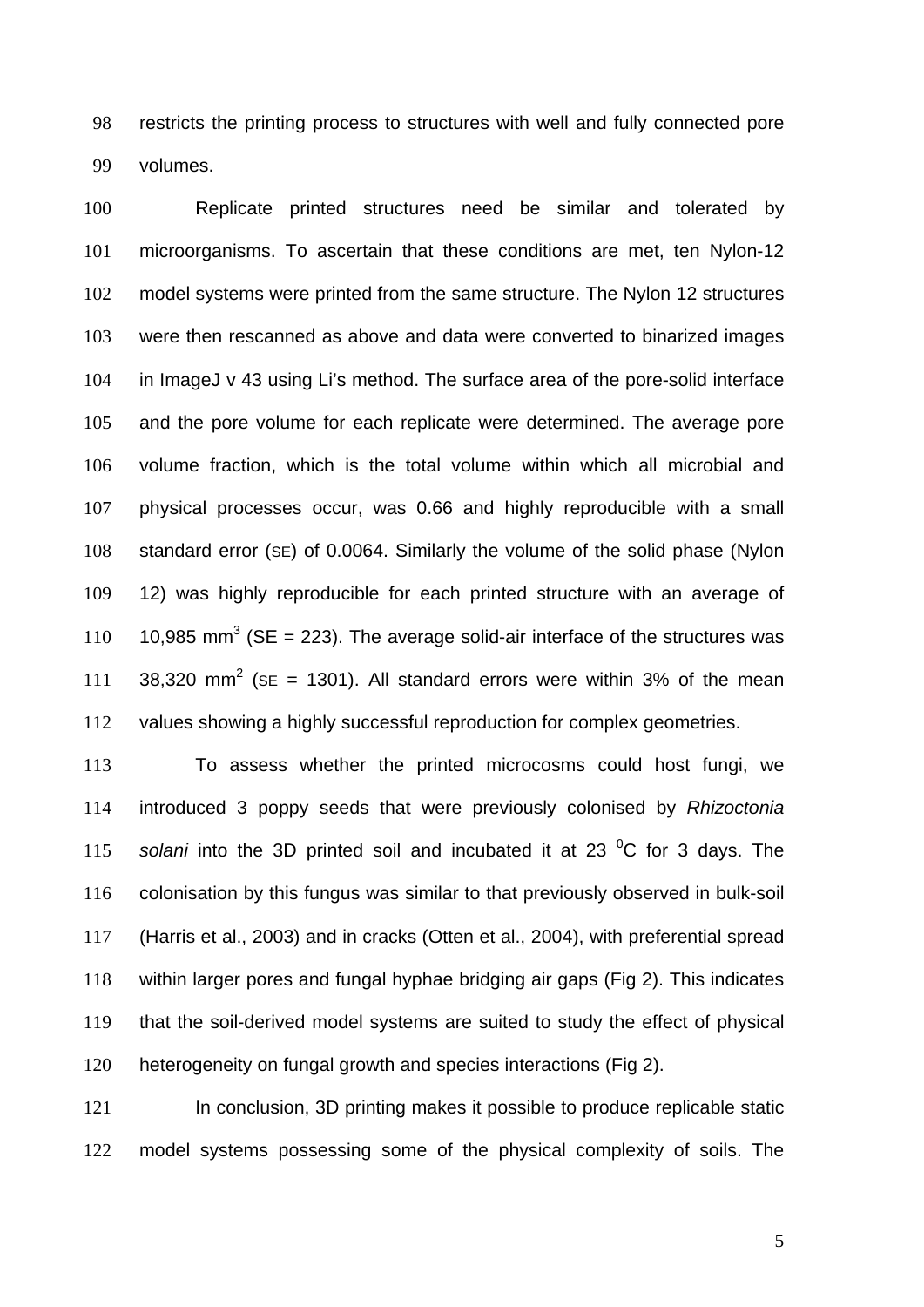restricts the printing process to structures with well and fully connected pore volumes.

Replicate printed structures need be similar and tolerated by microorganisms. To ascertain that these conditions are met, ten Nylon-12 model systems were printed from the same structure. The Nylon 12 structures were then rescanned as above and data were converted to binarized images in ImageJ v 43 using Li's method. The surface area of the pore-solid interface and the pore volume for each replicate were determined. The average pore volume fraction, which is the total volume within which all microbial and physical processes occur, was 0.66 and highly reproducible with a small standard error (SE) of 0.0064. Similarly the volume of the solid phase (Nylon 12) was highly reproducible for each printed structure with an average of 10,985 $mm^3$ (SE = 223). The average solid-air interface of the structures was 38,320 $mm^2$ (SE = 1301). All standard errors were within 3% of the mean values showing a highly successful reproduction for complex geometries.

To assess whether the printed microcosms could host fungi, we introduced 3 poppy seeds that were previously colonised by *Rhizoctonia solani* into the 3D printed soil and incubated it at 23 $^0$C for 3 days. The colonisation by this fungus was similar to that previously observed in bulk-soil (Harris et al., 2003) and in cracks (Otten et al., 2004), with preferential spread within larger pores and fungal hyphae bridging air gaps (Fig 2). This indicates that the soil-derived model systems are suited to study the effect of physical heterogeneity on fungal growth and species interactions (Fig 2).

In conclusion, 3D printing makes it possible to produce replicable static model systems possessing some of the physical complexity of soils. The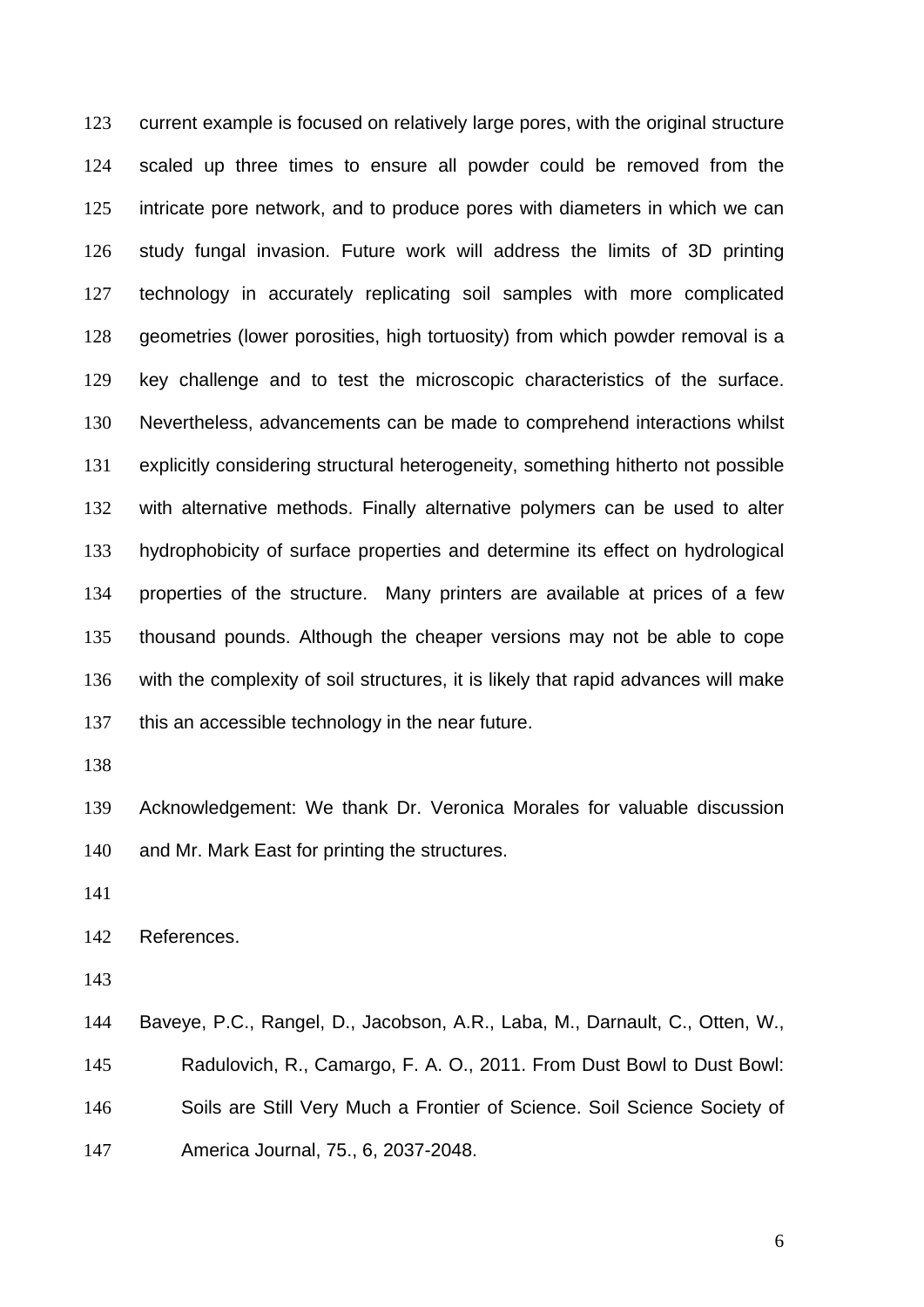current example is focused on relatively large pores, with the original structure scaled up three times to ensure all powder could be removed from the intricate pore network, and to produce pores with diameters in which we can study fungal invasion. Future work will address the limits of 3D printing technology in accurately replicating soil samples with more complicated geometries (lower porosities, high tortuosity) from which powder removal is a key challenge and to test the microscopic characteristics of the surface. Nevertheless, advancements can be made to comprehend interactions whilst explicitly considering structural heterogeneity, something hitherto not possible with alternative methods. Finally alternative polymers can be used to alter hydrophobicity of surface properties and determine its effect on hydrological properties of the structure. Many printers are available at prices of a few thousand pounds. Although the cheaper versions may not be able to cope with the complexity of soil structures, it is likely that rapid advances will make this an accessible technology in the near future.

Acknowledgement: We thank Dr. Veronica Morales for valuable discussion and Mr. Mark East for printing the structures.

References.

Baveye, P.C., Rangel, D., Jacobson, A.R., Laba, M., Darnault, C., Otten, W., Radulovich, R., Camargo, F. A. O., 2011. From Dust Bowl to Dust Bowl: Soils are Still Very Much a Frontier of Science. Soil Science Society of America Journal, 75., 6, 2037-2048.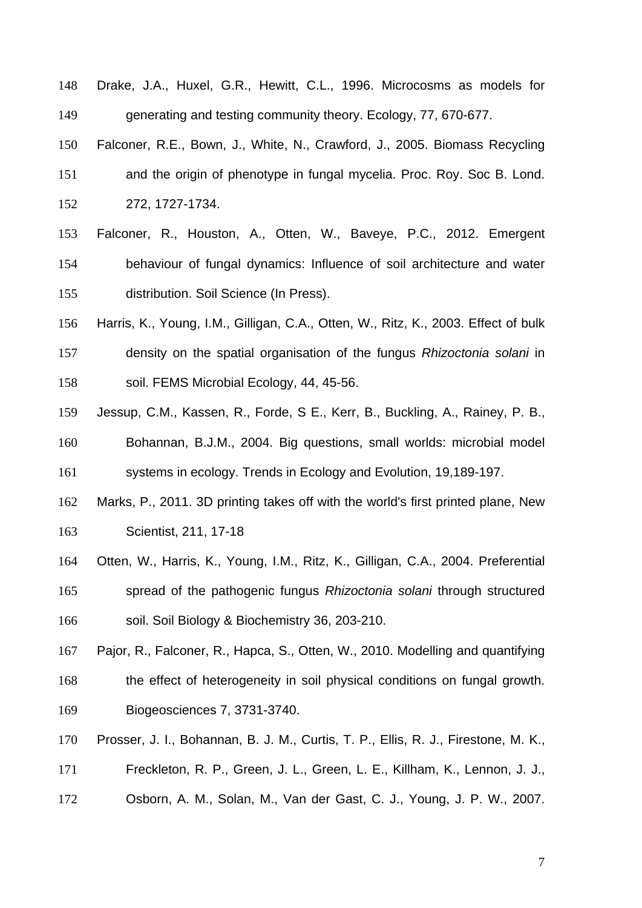Drake, J.A., Huxel, G.R., Hewitt, C.L., 1996. Microcosms as models for generating and testing community theory. Ecology, 77, 670-677.

Falconer, R.E., Bown, J., White, N., Crawford, J., 2005. Biomass Recycling and the origin of phenotype in fungal mycelia. Proc. Roy. Soc B. Lond. 272, 1727-1734.

Falconer, R., Houston, A., Otten, W., Baveye, P.C., 2012. Emergent behaviour of fungal dynamics: Influence of soil architecture and water distribution. Soil Science (In Press).

Harris, K., Young, I.M., Gilligan, C.A., Otten, W., Ritz, K., 2003. Effect of bulk density on the spatial organisation of the fungus *Rhizoctonia solani* in soil. FEMS Microbial Ecology, 44, 45-56.

Jessup, C.M., Kassen, R., Forde, S E., Kerr, B., Buckling, A., Rainey, P. B., Bohannan, B.J.M., 2004. Big questions, small worlds: microbial model systems in ecology. Trends in Ecology and Evolution, 19,189-197.

Marks, P., 2011. 3D printing takes off with the world's first printed plane, New Scientist, 211, 17-18

Otten, W., Harris, K., Young, I.M., Ritz, K., Gilligan, C.A., 2004. Preferential spread of the pathogenic fungus *Rhizoctonia solani* through structured soil. Soil Biology & Biochemistry 36, 203-210.

Pajor, R., Falconer, R., Hapca, S., Otten, W., 2010. Modelling and quantifying the effect of heterogeneity in soil physical conditions on fungal growth. Biogeosciences 7, 3731-3740.

Prosser, J. I., Bohannan, B. J. M., Curtis, T. P., Ellis, R. J., Firestone, M. K., Freckleton, R. P., Green, J. L., Green, L. E., Killham, K., Lennon, J. J., Osborn, A. M., Solan, M., Van der Gast, C. J., Young, J. P. W., 2007.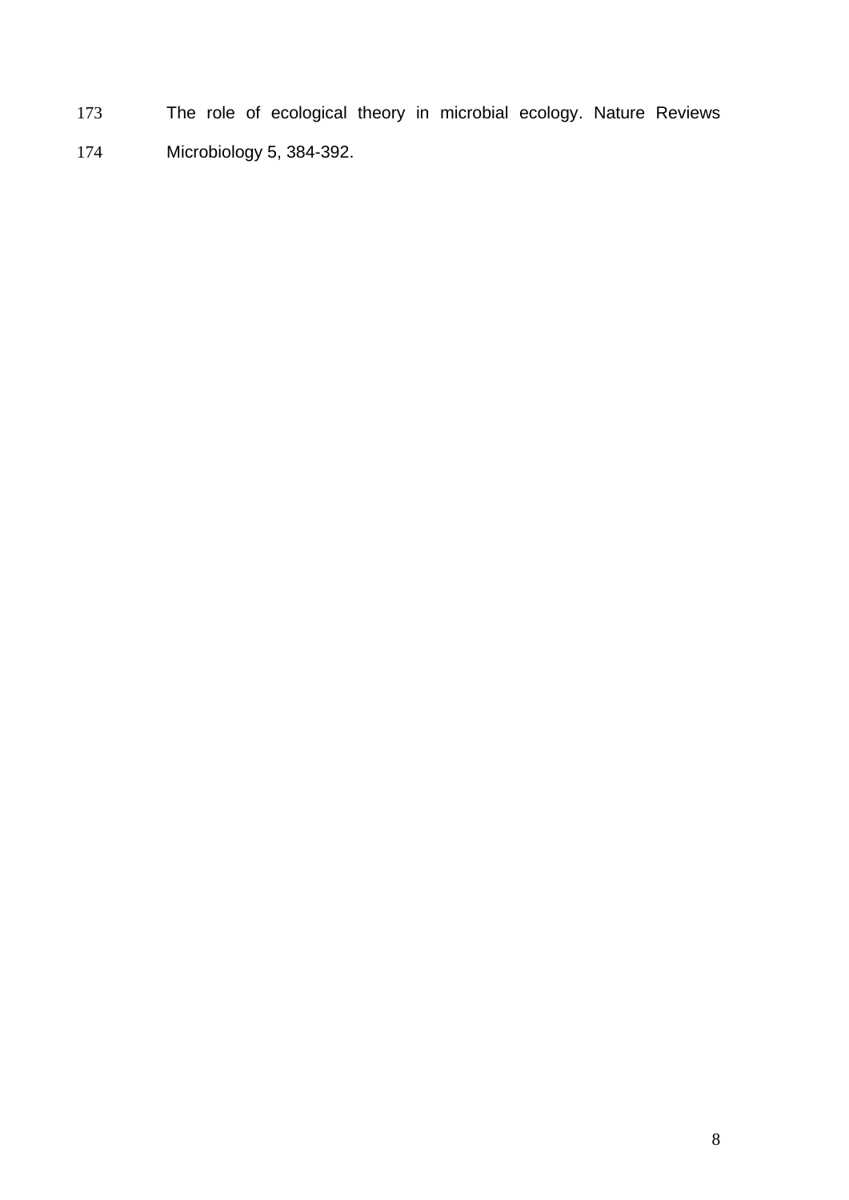The role of ecological theory in microbial ecology. Nature Reviews Microbiology 5, 384-392.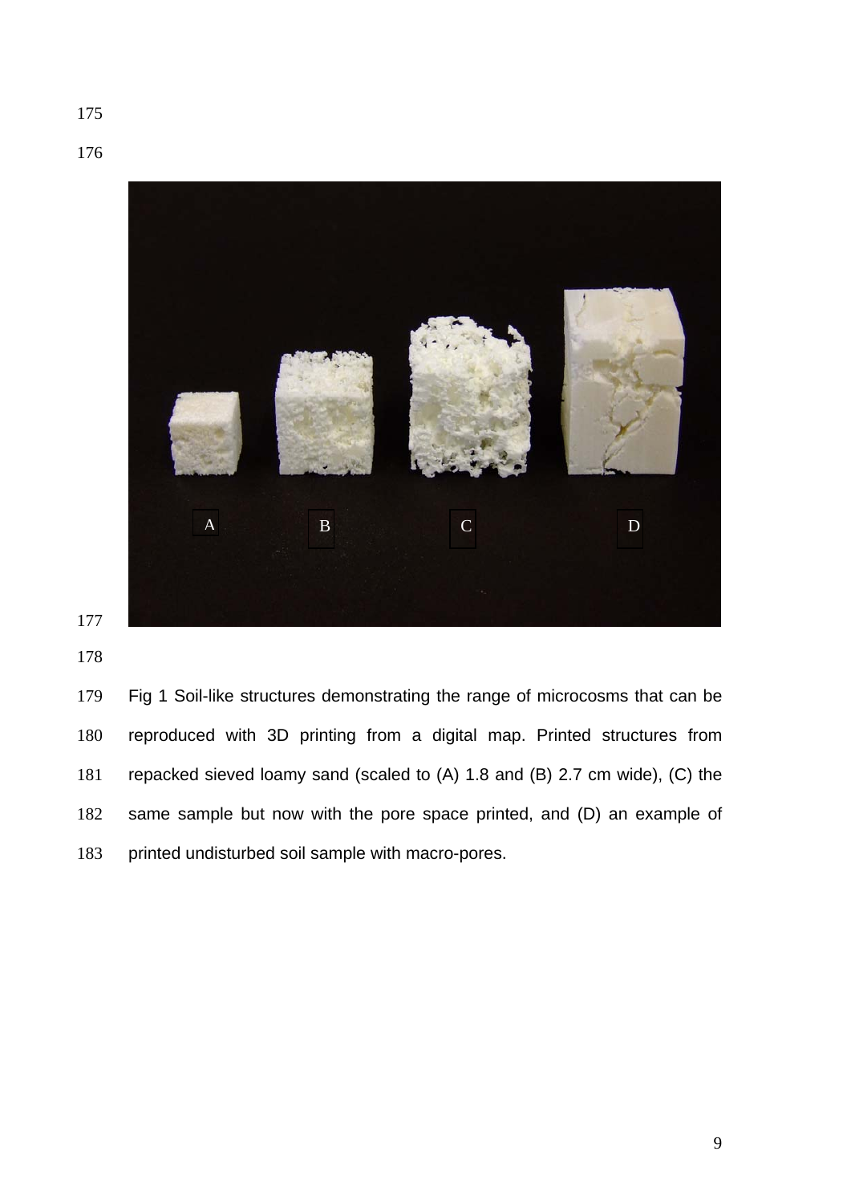Fig 1 Soil-like structures demonstrating the range of microcosms that can be reproduced with 3D printing from a digital map. Printed structures from repacked sieved loamy sand (scaled to (A) 1.8 and (B) 2.7 cm wide), (C) the same sample but now with the pore space printed, and (D) an example of printed undisturbed soil sample with macro-pores.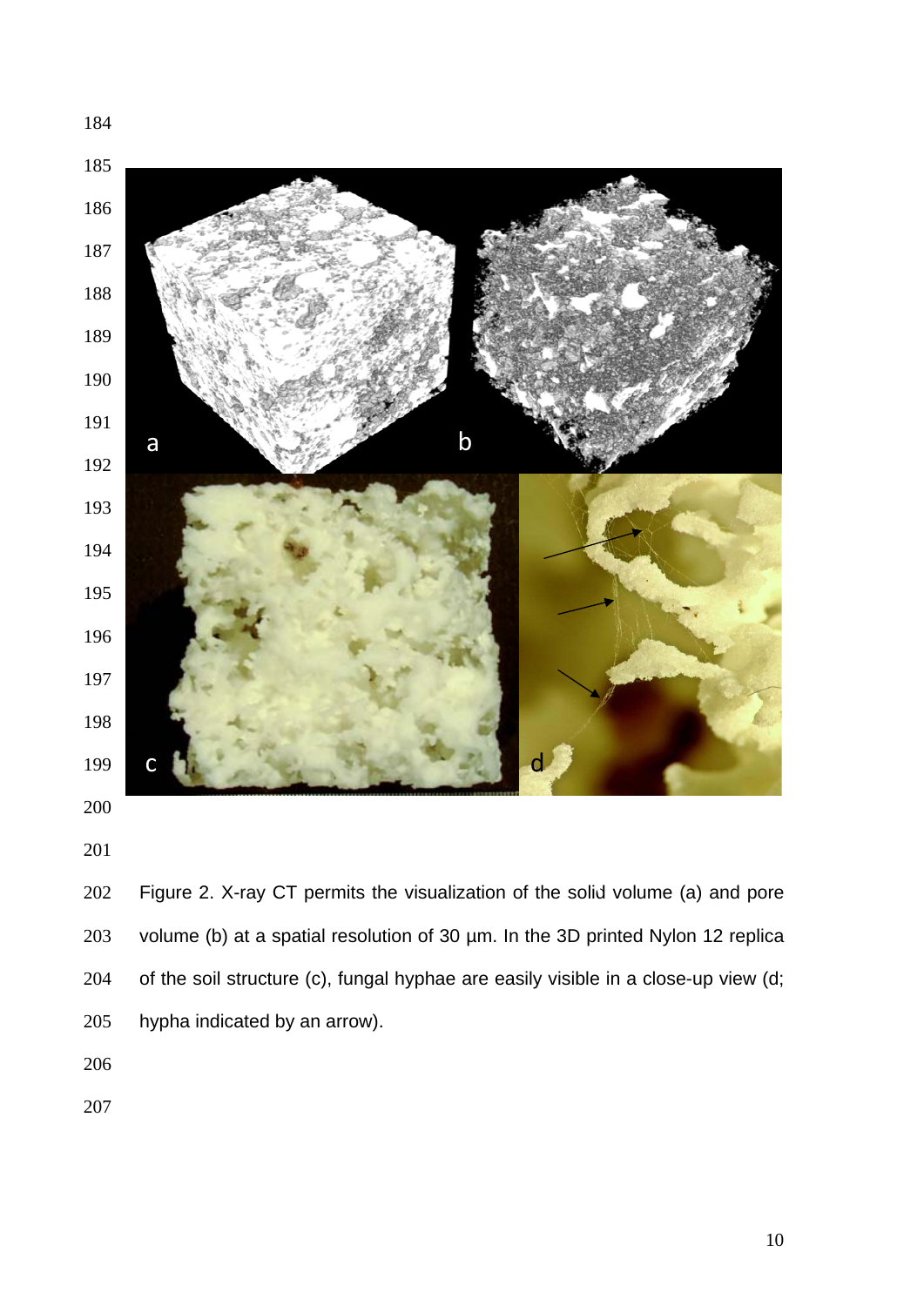a

b

c

d

Figure 2. X-ray CT permits the visualization of the solid volume (a) and pore volume (b) at a spatial resolution of 30 µm. In the 3D printed Nylon 12 replica of the soil structure (c), fungal hyphae are easily visible in a close-up view (d; hypha indicated by an arrow).